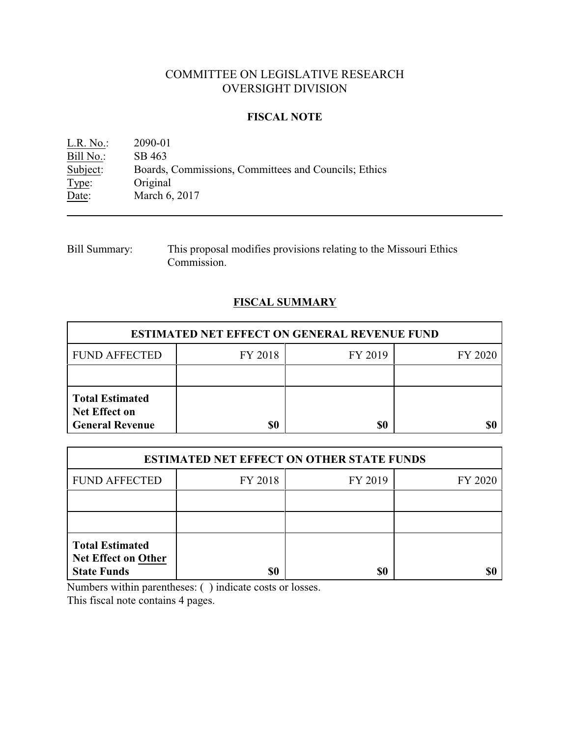# COMMITTEE ON LEGISLATIVE RESEARCH
# OVERSIGHT DIVISION

## FISCAL NOTE

L.R. No.: 2090-01
Bill No.: SB 463
Subject: Boards, Commissions, Committees and Councils; Ethics
Type: Original
Date: March 6, 2017

---

Bill Summary: This proposal modifies provisions relating to the Missouri Ethics Commission.

## FISCAL SUMMARY

| ESTIMATED NET EFFECT ON GENERAL REVENUE FUND | | | |
|---|---|---|---|
| FUND AFFECTED | FY 2018 | FY 2019 | FY 2020 |
| | | | |
| **Total Estimated Net Effect on General Revenue** | **$0** | **$0** | **$0** |

| ESTIMATED NET EFFECT ON OTHER STATE FUNDS | | | |
|---|---|---|---|
| FUND AFFECTED | FY 2018 | FY 2019 | FY 2020 |
| | | | |
| | | | |
| **Total Estimated Net Effect on Other State Funds** | **$0** | **$0** | **$0** |

Numbers within parentheses: ( ) indicate costs or losses.
This fiscal note contains 4 pages.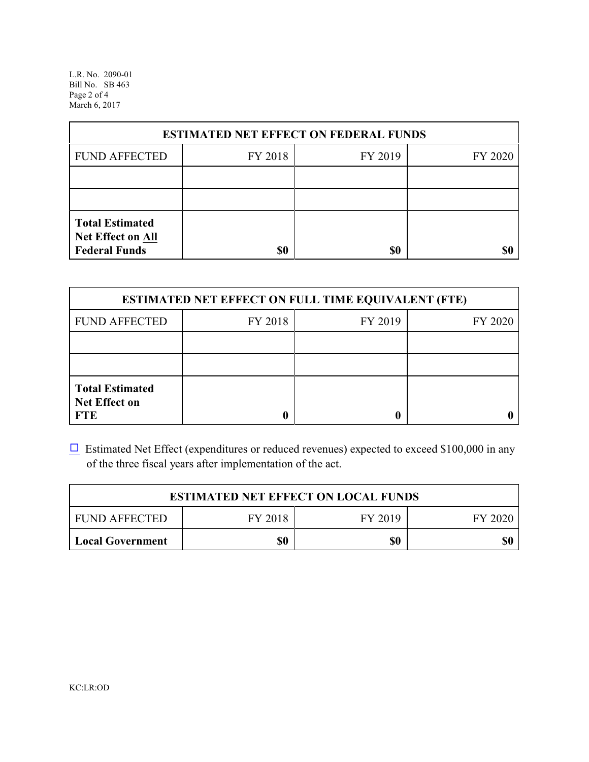| ESTIMATED NET EFFECT ON FEDERAL FUNDS | | | |
|---|---|---|---|
| FUND AFFECTED | FY 2018 | FY 2019 | FY 2020 |
| | | | |
| | | | |
| **Total Estimated Net Effect on All Federal Funds** | **$0** | **$0** | **$0** |

| ESTIMATED NET EFFECT ON FULL TIME EQUIVALENT (FTE) | | | |
|---|---|---|---|
| FUND AFFECTED | FY 2018 | FY 2019 | FY 2020 |
| | | | |
| | | | |
| **Total Estimated Net Effect on FTE** | **0** | **0** | **0** |

☐ Estimated Net Effect (expenditures or reduced revenues) expected to exceed $100,000 in any of the three fiscal years after implementation of the act.

| ESTIMATED NET EFFECT ON LOCAL FUNDS | | | |
|---|---|---|---|
| FUND AFFECTED | FY 2018 | FY 2019 | FY 2020 |
| **Local Government** | **$0** | **$0** | **$0** |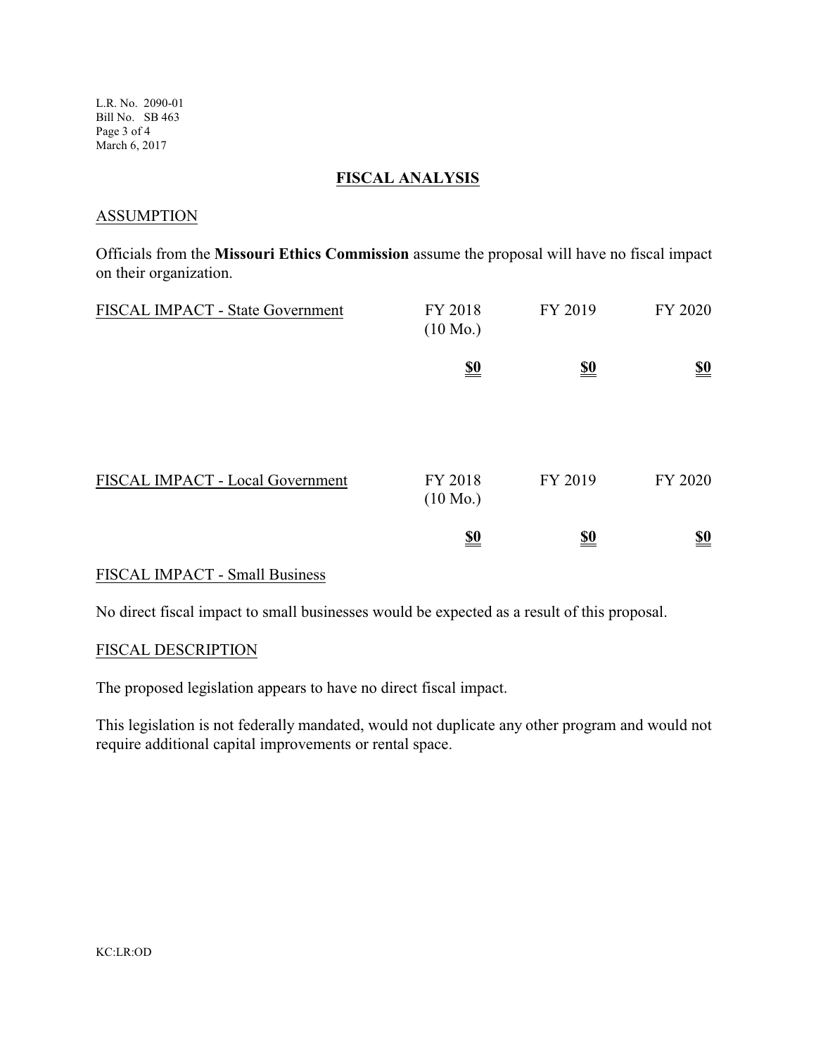## FISCAL ANALYSIS

### ASSUMPTION

Officials from the **Missouri Ethics Commission** assume the proposal will have no fiscal impact on their organization.

| FISCAL IMPACT - State Government | FY 2018 (10 Mo.) | FY 2019 | FY 2020 |
|---|---|---|---|
| | **$0** | **$0** | **$0** |

| FISCAL IMPACT - Local Government | FY 2018 (10 Mo.) | FY 2019 | FY 2020 |
|---|---|---|---|
| | **$0** | **$0** | **$0** |

### FISCAL IMPACT - Small Business

No direct fiscal impact to small businesses would be expected as a result of this proposal.

### FISCAL DESCRIPTION

The proposed legislation appears to have no direct fiscal impact.

This legislation is not federally mandated, would not duplicate any other program and would not require additional capital improvements or rental space.

KC:LR:OD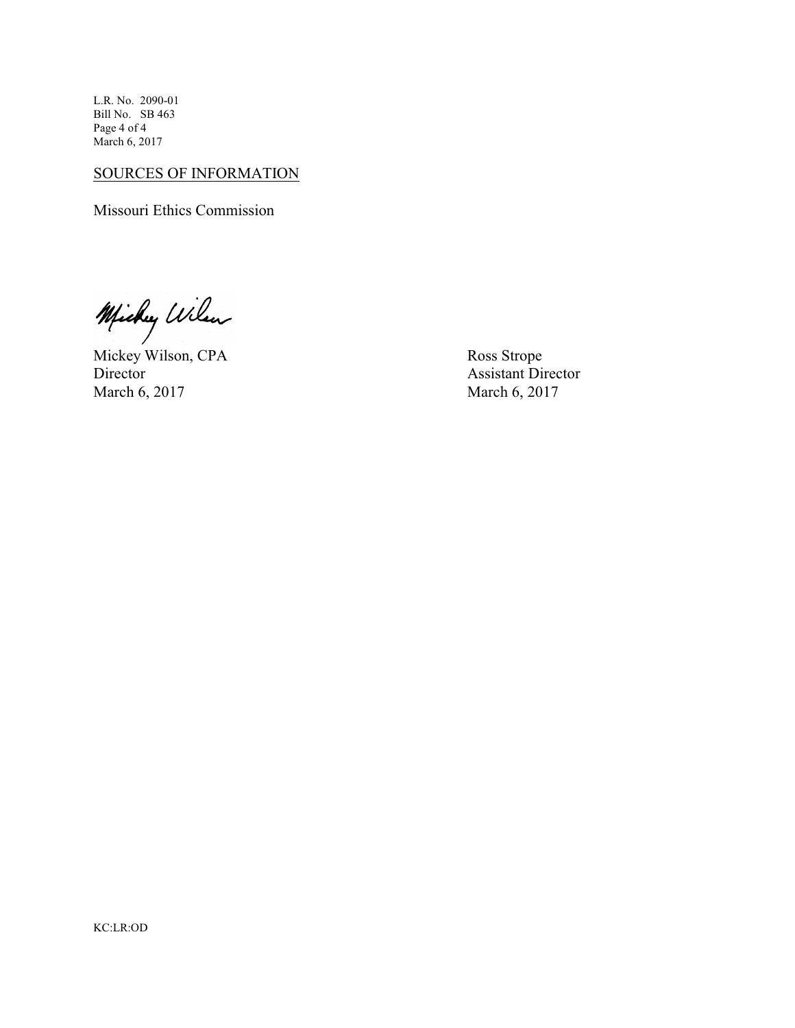## SOURCES OF INFORMATION

Missouri Ethics Commission

| | |
|---|---|
| Mickey Wilson, CPA | Ross Strope |
| Director | Assistant Director |
| March 6, 2017 | March 6, 2017 |

KC:LR:OD